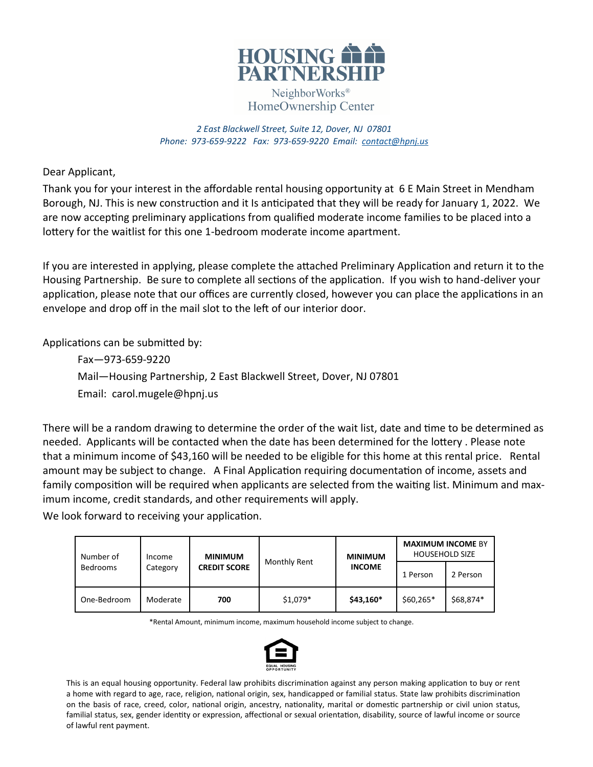# HOUSING PARTNERSHIP

NeighborWorks®
HomeOwnership Center

*2 East Blackwell Street, Suite 12, Dover, NJ 07801*
*Phone: 973-659-9222 Fax: 973-659-9220 Email: contact@hpnj.us*

Dear Applicant,

Thank you for your interest in the affordable rental housing opportunity at 6 E Main Street in Mendham Borough, NJ. This is new construction and it Is anticipated that they will be ready for January 1, 2022. We are now accepting preliminary applications from qualified moderate income families to be placed into a lottery for the waitlist for this one 1-bedroom moderate income apartment.

If you are interested in applying, please complete the attached Preliminary Application and return it to the Housing Partnership. Be sure to complete all sections of the application. If you wish to hand-deliver your application, please note that our offices are currently closed, however you can place the applications in an envelope and drop off in the mail slot to the left of our interior door.

Applications can be submitted by:

Fax—973-659-9220
Mail—Housing Partnership, 2 East Blackwell Street, Dover, NJ 07801
Email: carol.mugele@hpnj.us

There will be a random drawing to determine the order of the wait list, date and time to be determined as needed. Applicants will be contacted when the date has been determined for the lottery . Please note that a minimum income of $43,160 will be needed to be eligible for this home at this rental price. Rental amount may be subject to change. A Final Application requiring documentation of income, assets and family composition will be required when applicants are selected from the waiting list. Minimum and maximum income, credit standards, and other requirements will apply.

We look forward to receiving your application.

| Number of Bedrooms | Income Category | **MINIMUM CREDIT SCORE** | Monthly Rent | **MINIMUM INCOME** | **MAXIMUM INCOME** BY HOUSEHOLD SIZE | |
|---|---|---|---|---|---|---|
| | | | | | 1 Person | 2 Person |
| One-Bedroom | Moderate | **700** | $1,079* | **$43,160*** | $60,265* | $68,874* |

*Rental Amount, minimum income, maximum household income subject to change.

EQUAL HOUSING OPPORTUNITY

This is an equal housing opportunity. Federal law prohibits discrimination against any person making application to buy or rent a home with regard to age, race, religion, national origin, sex, handicapped or familial status. State law prohibits discrimination on the basis of race, creed, color, national origin, ancestry, nationality, marital or domestic partnership or civil union status, familial status, sex, gender identity or expression, affectional or sexual orientation, disability, source of lawful income or source of lawful rent payment.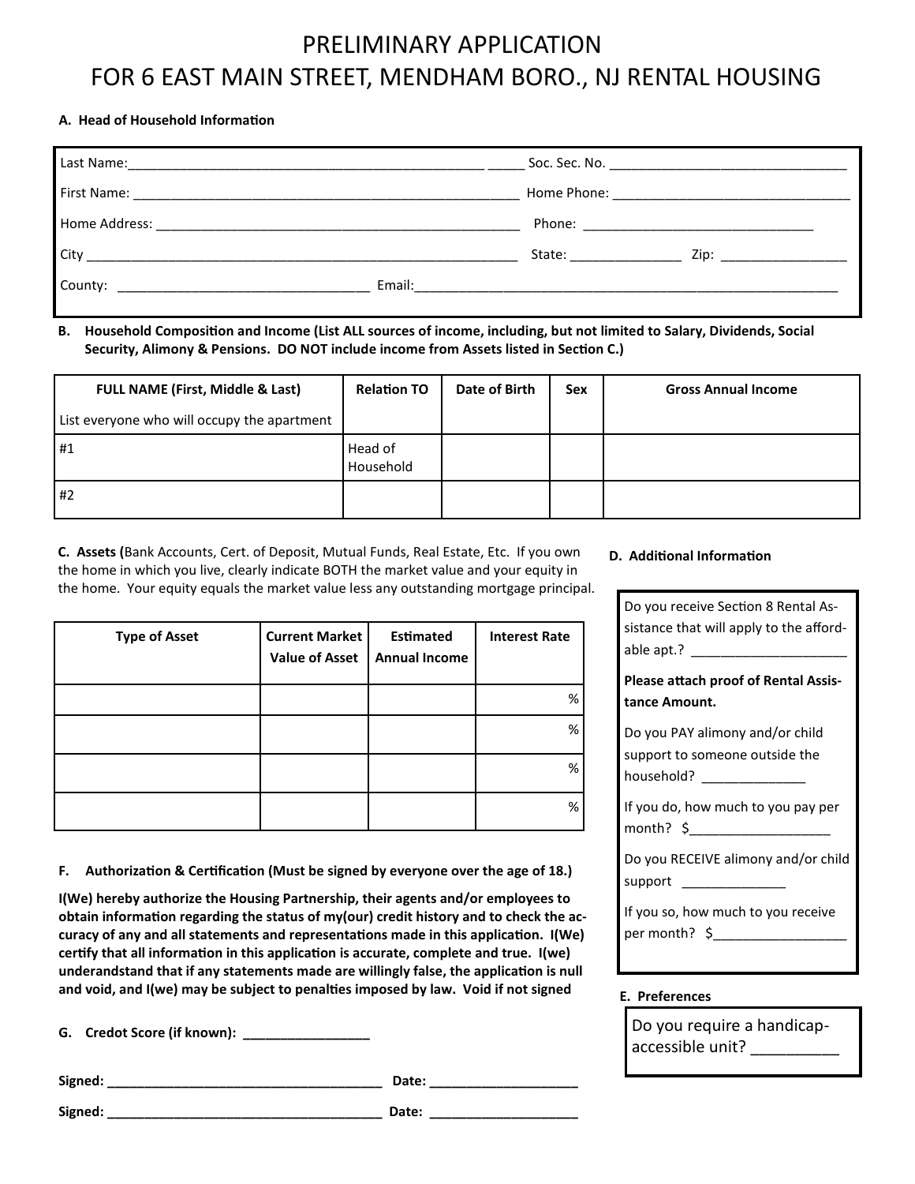# PRELIMINARY APPLICATION
# FOR 6 EAST MAIN STREET, MENDHAM BORO., NJ RENTAL HOUSING

### A. Head of Household Information

Last Name:_______________________________________________ _____ Soc. Sec. No. ________________________________

First Name: ___________________________________________________ Home Phone: ________________________________

Home Address: ______________________________________________ Phone: ______________________________

City ________________________________________________________ State: _______________ Zip: _________________

County: _________________________________ Email:__________________________________________________________

### B. Household Composition and Income (List ALL sources of income, including, but not limited to Salary, Dividends, Social Security, Alimony & Pensions. DO NOT include income from Assets listed in Section C.)

| FULL NAME (First, Middle & Last)<br>List everyone who will occupy the apartment | Relation TO | Date of Birth | Sex | Gross Annual Income |
|---|---|---|---|---|
| #1 | Head of Household | | | |
| #2 | | | | |

### C. Assets (Bank Accounts, Cert. of Deposit, Mutual Funds, Real Estate, Etc. If you own the home in which you live, clearly indicate BOTH the market value and your equity in the home. Your equity equals the market value less any outstanding mortgage principal.

| Type of Asset | Current Market Value of Asset | Estimated Annual Income | Interest Rate |
|---|---|---|---|
| | | | % |
| | | | % |
| | | | % |
| | | | % |

### D. Additional Information

Do you receive Section 8 Rental Assistance that will apply to the affordable apt.? _____________________

**Please attach proof of Rental Assistance Amount.**

Do you PAY alimony and/or child support to someone outside the household? ______________

If you do, how much to you pay per month? $___________________

Do you RECEIVE alimony and/or child support ______________

If you so, how much to you receive per month? $__________________

### E. Preferences

Do you require a handicap-accessible unit? __________

### F. Authorization & Certification (Must be signed by everyone over the age of 18.)

**I(We) hereby authorize the Housing Partnership, their agents and/or employees to obtain information regarding the status of my(our) credit history and to check the accuracy of any and all statements and representations made in this application. I(We) certify that all information in this application is accurate, complete and true. I(we) underandstand that if any statements made are willingly false, the application is null and void, and I(we) may be subject to penalties imposed by law. Void if not signed**

### G. Credot Score (if known): _________________

**Signed:** ______________________________________ **Date:** ____________________

**Signed:** ______________________________________ **Date:** ____________________